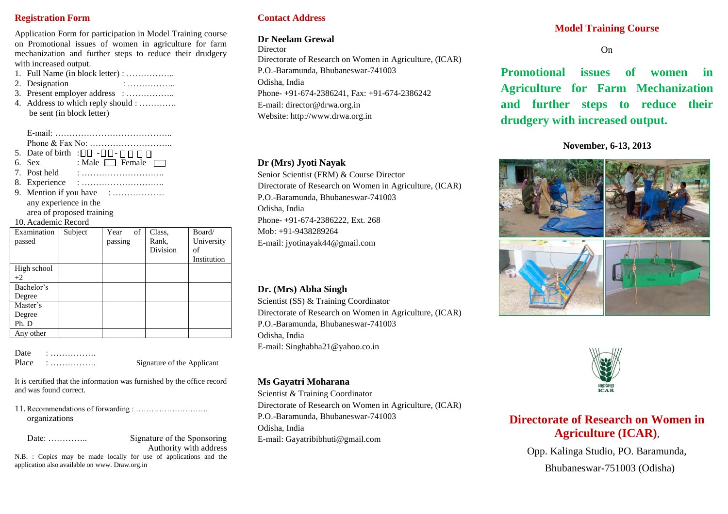## Registration Form

Application Form for participation in Model Training course on Promotional issues of women in agriculture for farm mechanization and further steps to reduce their drudgery with increased output.

1. Full Name (in block letter) : ……………..
2. Designation : ……………..
3. Present employer address : ……………..
4. Address to which reply should : …………. be sent (in block letter)

   E-mail: …………………………………..
   Phone & Fax No: ………………………..
5. Date of birth : ☐☐ - ☐☐ - ☐☐☐☐
6. Sex : Male ☐ Female ☐
7. Post held : ………………………..
8. Experience : ………………………..
9. Mention if you have any experience in the area of proposed training : ………………
10. Academic Record

| Examination passed | Subject | Year of passing | Class, Rank, Division | Board/ University of Institution |
|---|---|---|---|---|
| High school | | | | |
| +2 | | | | |
| Bachelor's Degree | | | | |
| Master's Degree | | | | |
| Ph. D | | | | |
| Any other | | | | |

Date : …………….
Place : ……………. Signature of the Applicant

It is certified that the information was furnished by the office record and was found correct.

11. Recommendations of forwarding : ………………………. organizations

Date: ………….. Signature of the Sponsoring Authority with address

N.B. : Copies may be made locally for use of applications and the application also available on www. Draw.org.in

## Contact Address

**Dr Neelam Grewal**
Director
Directorate of Research on Women in Agriculture, (ICAR)
P.O.-Baramunda, Bhubaneswar-741003
Odisha, India
Phone- +91-674-2386241, Fax: +91-674-2386242
E-mail: director@drwa.org.in
Website: http://www.drwa.org.in

**Dr (Mrs) Jyoti Nayak**
Senior Scientist (FRM) & Course Director
Directorate of Research on Women in Agriculture, (ICAR)
P.O.-Baramunda, Bhubaneswar-741003
Odisha, India
Phone- +91-674-2386222, Ext. 268
Mob: +91-9438289264
E-mail: jyotinayak44@gmail.com

**Dr. (Mrs) Abha Singh**
Scientist (SS) & Training Coordinator
Directorate of Research on Women in Agriculture, (ICAR)
P.O.-Baramunda, Bhubaneswar-741003
Odisha, India
E-mail: Singhabha21@yahoo.co.in

**Ms Gayatri Moharana**
Scientist & Training Coordinator
Directorate of Research on Women in Agriculture, (ICAR)
P.O.-Baramunda, Bhubaneswar-741003
Odisha, India
E-mail: Gayatribibhuti@gmail.com

## Model Training Course

On

# Promotional issues of women in Agriculture for Farm Mechanization and further steps to reduce their drudgery with increased output.

**November, 6-13, 2013**

## Directorate of Research on Women in Agriculture (ICAR),

Opp. Kalinga Studio, PO. Baramunda,
Bhubaneswar-751003 (Odisha)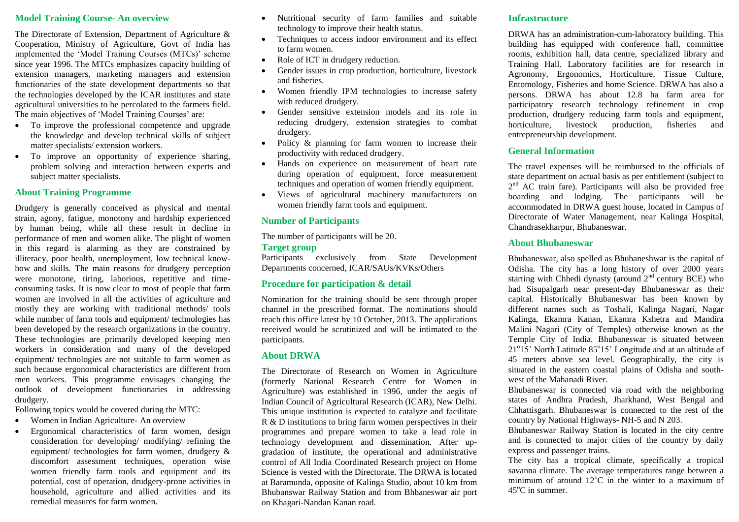## Model Training Course- An overview

The Directorate of Extension, Department of Agriculture & Cooperation, Ministry of Agriculture, Govt of India has implemented the 'Model Training Courses (MTCs)' scheme since year 1996. The MTCs emphasizes capacity building of extension managers, marketing managers and extension functionaries of the state development departments so that the technologies developed by the ICAR institutes and state agricultural universities to be percolated to the farmers field. The main objectives of 'Model Training Courses' are:

- To improve the professional competence and upgrade the knowledge and develop technical skills of subject matter specialists/ extension workers.
- To improve an opportunity of experience sharing, problem solving and interaction between experts and subject matter specialists.

## About Training Programme

Drudgery is generally conceived as physical and mental strain, agony, fatigue, monotony and hardship experienced by human being, while all these result in decline in performance of men and women alike. The plight of women in this regard is alarming as they are constrained by illiteracy, poor health, unemployment, low technical know-how and skills. The main reasons for drudgery perception were monotone, tiring, laborious, repetitive and time-consuming tasks. It is now clear to most of people that farm women are involved in all the activities of agriculture and mostly they are working with traditional methods/ tools while number of farm tools and equipment/ technologies has been developed by the research organizations in the country. These technologies are primarily developed keeping men workers in consideration and many of the developed equipment/ technologies are not suitable to farm women as such because ergonomical characteristics are different from men workers. This programme envisages changing the outlook of development functionaries in addressing drudgery.

Following topics would be covered during the MTC:

- Women in Indian Agriculture- An overview
- Ergonomical characteristics of farm women, design consideration for developing/ modifying/ refining the equipment/ technologies for farm women, drudgery & discomfort assessment techniques, operation wise women friendly farm tools and equipment and its potential, cost of operation, drudgery-prone activities in household, agriculture and allied activities and its remedial measures for farm women.
- Nutritional security of farm families and suitable technology to improve their health status.
- Techniques to access indoor environment and its effect to farm women.
- Role of ICT in drudgery reduction.
- Gender issues in crop production, horticulture, livestock and fisheries.
- Women friendly IPM technologies to increase safety with reduced drudgery.
- Gender sensitive extension models and its role in reducing drudgery, extension strategies to combat drudgery.
- Policy & planning for farm women to increase their productivity with reduced drudgery.
- Hands on experience on measurement of heart rate during operation of equipment, force measurement techniques and operation of women friendly equipment.
- Views of agricultural machinery manufacturers on women friendly farm tools and equipment.

## Number of Participants

The number of participants will be 20.

## Target group

Participants exclusively from State Development Departments concerned, ICAR/SAUs/KVKs/Others

## Procedure for participation & detail

Nomination for the training should be sent through proper channel in the prescribed format. The nominations should reach this office latest by 10 October, 2013. The applications received would be scrutinized and will be intimated to the participants.

## About DRWA

The Directorate of Research on Women in Agriculture (formerly National Research Centre for Women in Agriculture) was established in 1996, under the aegis of Indian Council of Agricultural Research (ICAR), New Delhi. This unique institution is expected to catalyze and facilitate R & D institutions to bring farm women perspectives in their programmes and prepare women to take a lead role in technology development and dissemination. After up-gradation of institute, the operational and administrative control of All India Coordinated Research project on Home Science is vested with the Directorate. The DRWA is located at Baramunda, opposite of Kalinga Studio, about 10 km from Bhubanswar Railway Station and from Bhbaneswar air port on Khagari-Nandan Kanan road.

## Infrastructure

DRWA has an administration-cum-laboratory building. This building has equipped with conference hall, committee rooms, exhibition hall, data centre, specialized library and Training Hall. Laboratory facilities are for research in Agronomy, Ergonomics, Horticulture, Tissue Culture, Entomology, Fisheries and home Science. DRWA has also a persons. DRWA has about 12.8 ha farm area for participatory research technology refinement in crop production, drudgery reducing farm tools and equipment, horticulture, livestock production, fisheries and entrepreneurship development.

## General Information

The travel expenses will be reimbursed to the officials of state department on actual basis as per entitlement (subject to 2nd AC train fare). Participants will also be provided free boarding and lodging. The participants will be accommodated in DRWA guest house, located in Campus of Directorate of Water Management, near Kalinga Hospital, Chandrasekharpur, Bhubaneswar.

## About Bhubaneswar

Bhubaneswar, also spelled as Bhubaneshwar is the capital of Odisha. The city has a long history of over 2000 years starting with Chhedi dynasty (around 2nd century BCE) who had Sisupalgarh near present-day Bhubaneswar as their capital. Historically Bhubaneswar has been known by different names such as Toshali, Kalinga Nagari, Nagar Kalinga, Ekamra Kanan, Ekamra Kshetra and Mandira Malini Nagari (City of Temples) otherwise known as the Temple City of India. Bhubaneswar is situated between $21^{o}15'$ North Latitude $85^{o}15'$ Longitude and at an altitude of 45 meters above sea level. Geographically, the city is situated in the eastern coastal plains of Odisha and south-west of the Mahanadi River.

Bhubaneswar is connected via road with the neighboring states of Andhra Pradesh, Jharkhand, West Bengal and Chhattisgarh. Bhubaneswar is connected to the rest of the country by National Highways- NH-5 and N 203.

Bhubaneswar Railway Station is located in the city centre and is connected to major cities of the country by daily express and passenger trains.

The city has a tropical climate, specifically a tropical savanna climate. The average temperatures range between a minimum of around $12^{o}$C in the winter to a maximum of $45^{o}$C in summer.